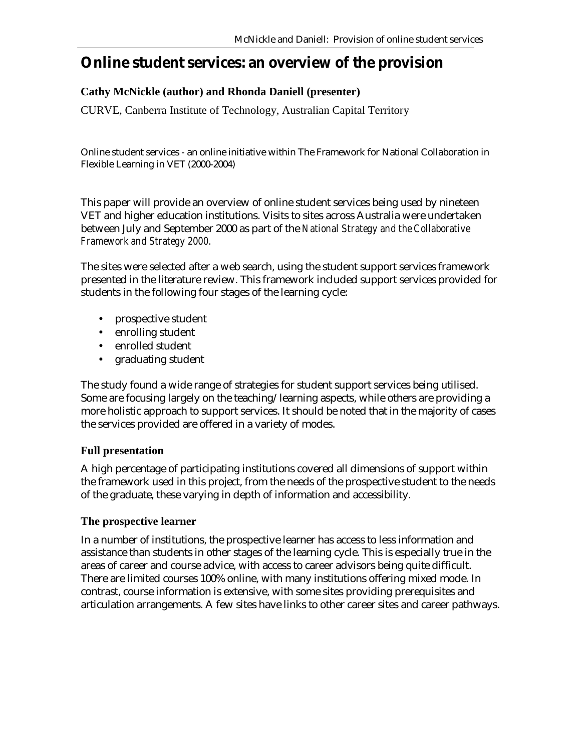# Online student services: an overview of the provision

**Cathy McNickle (author) and Rhonda Daniell (presenter)**

CURVE, Canberra Institute of Technology, Australian Capital Territory

Online student services - an online initiative within The Framework for National Collaboration in Flexible Learning in VET (2000-2004)

This paper will provide an overview of online student services being used by nineteen VET and higher education institutions. Visits to sites across Australia were undertaken between July and September 2000 as part of the *National Strategy and the Collaborative Framework and Strategy 2000*.

The sites were selected after a web search, using the student support services framework presented in the literature review. This framework included support services provided for students in the following four stages of the learning cycle:

- prospective student
- enrolling student
- enrolled student
- graduating student

The study found a wide range of strategies for student support services being utilised. Some are focusing largely on the teaching/learning aspects, while others are providing a more holistic approach to support services. It should be noted that in the majority of cases the services provided are offered in a variety of modes.

## Full presentation

A high percentage of participating institutions covered all dimensions of support within the framework used in this project, from the needs of the prospective student to the needs of the graduate, these varying in depth of information and accessibility.

## The prospective learner

In a number of institutions, the prospective learner has access to less information and assistance than students in other stages of the learning cycle. This is especially true in the areas of career and course advice, with access to career advisors being quite difficult. There are limited courses 100% online, with many institutions offering mixed mode. In contrast, course information is extensive, with some sites providing prerequisites and articulation arrangements. A few sites have links to other career sites and career pathways.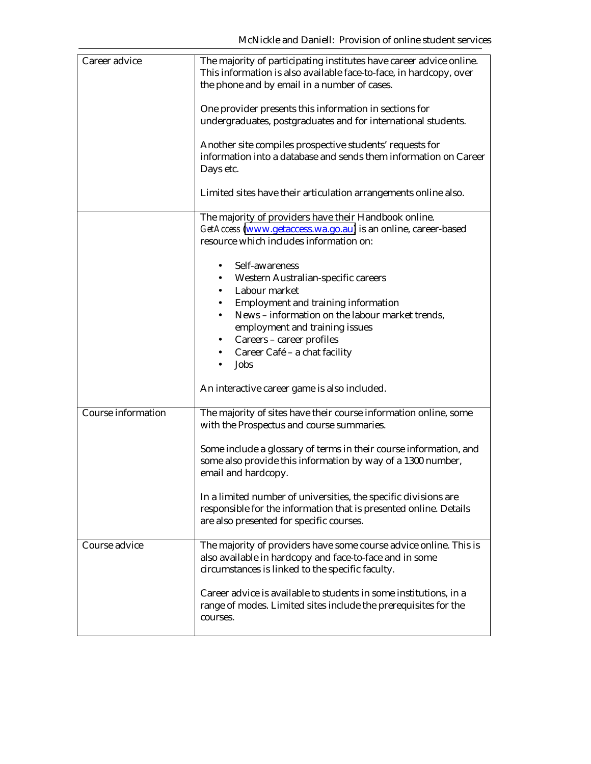| | |
|---|---|
| Career advice | The majority of participating institutes have career advice online. This information is also available face-to-face, in hardcopy, over the phone and by email in a number of cases.<br><br>One provider presents this information in sections for undergraduates, postgraduates and for international students.<br><br>Another site compiles prospective students' requests for information into a database and sends them information on Career Days etc.<br><br>Limited sites have their articulation arrangements online also. |
| | The majority of providers have their Handbook online.<br>*GetAccess* (www.getaccess.wa.go.au) is an online, career-based resource which includes information on:<br><br>• Self-awareness<br>• Western Australian-specific careers<br>• Labour market<br>• Employment and training information<br>• News – information on the labour market trends, employment and training issues<br>• Careers – career profiles<br>• Career Café – a chat facility<br>• Jobs<br><br>An interactive career game is also included. |
| Course information | The majority of sites have their course information online, some with the Prospectus and course summaries.<br><br>Some include a glossary of terms in their course information, and some also provide this information by way of a 1300 number, email and hardcopy.<br><br>In a limited number of universities, the specific divisions are responsible for the information that is presented online. Details are also presented for specific courses. |
| Course advice | The majority of providers have some course advice online. This is also available in hardcopy and face-to-face and in some circumstances is linked to the specific faculty.<br><br>Career advice is available to students in some institutions, in a range of modes. Limited sites include the prerequisites for the courses. |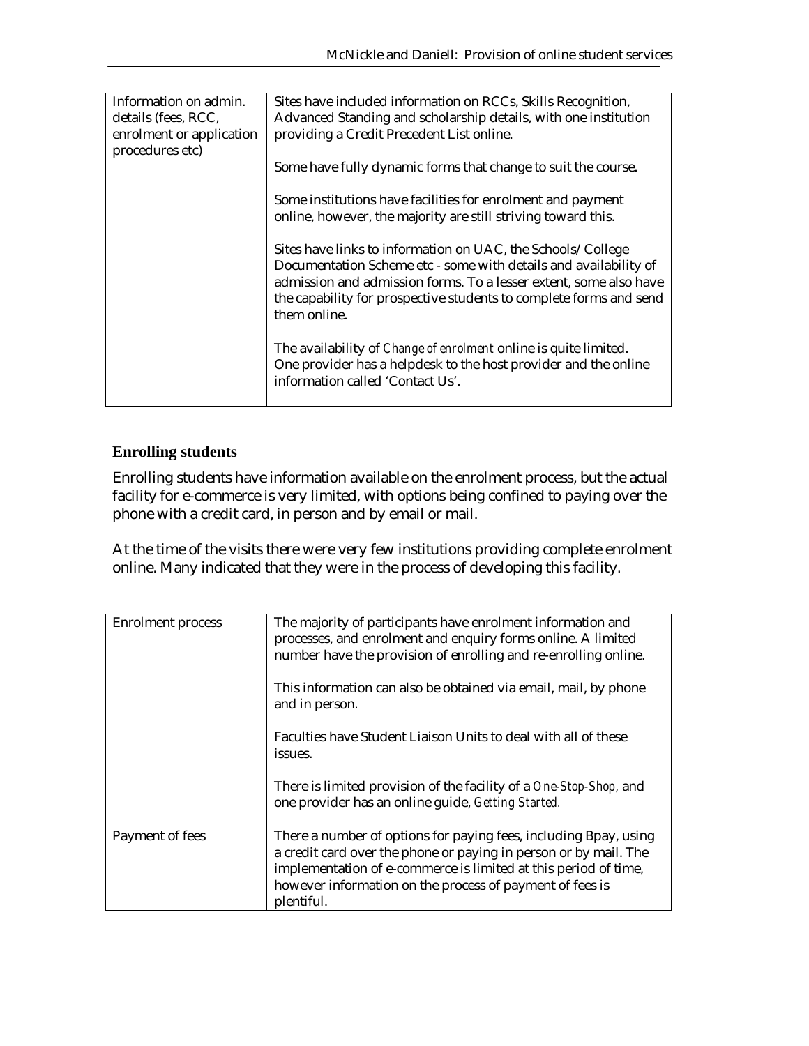| Information on admin. details (fees, RCC, enrolment or application procedures etc) | Sites have included information on RCCs, Skills Recognition, Advanced Standing and scholarship details, with one institution providing a Credit Precedent List online.<br><br>Some have fully dynamic forms that change to suit the course.<br><br>Some institutions have facilities for enrolment and payment online, however, the majority are still striving toward this.<br><br>Sites have links to information on UAC, the Schools/College Documentation Scheme etc - some with details and availability of admission and admission forms. To a lesser extent, some also have the capability for prospective students to complete forms and send them online. |
|---|---|
| | The availability of *Change of enrolment* online is quite limited. One provider has a helpdesk to the host provider and the online information called 'Contact Us'. |

### Enrolling students

Enrolling students have information available on the enrolment process, but the actual facility for e-commerce is very limited, with options being confined to paying over the phone with a credit card, in person and by email or mail.

At the time of the visits there were very few institutions providing complete enrolment online. Many indicated that they were in the process of developing this facility.

| Enrolment process | The majority of participants have enrolment information and processes, and enrolment and enquiry forms online. A limited number have the provision of enrolling and re-enrolling online.<br><br>This information can also be obtained via email, mail, by phone and in person.<br><br>Faculties have Student Liaison Units to deal with all of these issues.<br><br>There is limited provision of the facility of a *One-Stop-Shop*, and one provider has an online guide, *Getting Started.* |
|---|---|
| Payment of fees | There a number of options for paying fees, including Bpay, using a credit card over the phone or paying in person or by mail. The implementation of e-commerce is limited at this period of time, however information on the process of payment of fees is plentiful. |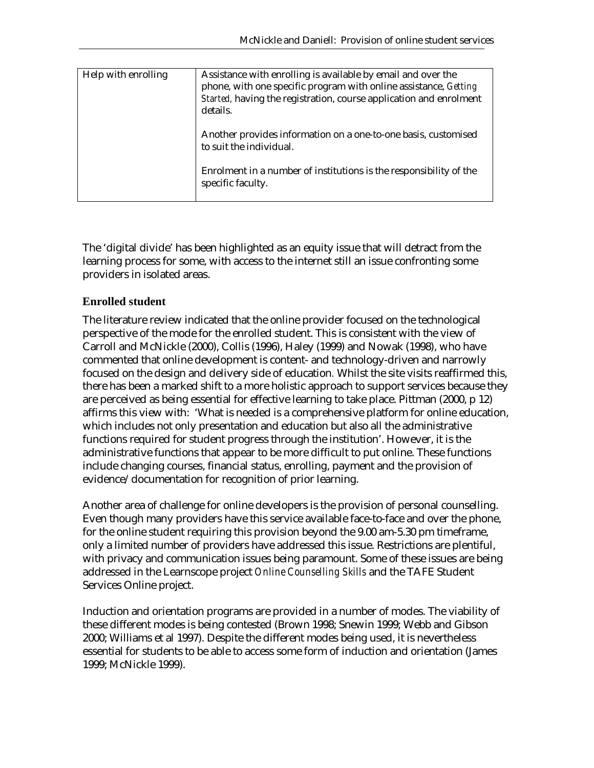| Help with enrolling | Assistance with enrolling is available by email and over the phone, with one specific program with online assistance, *Getting Started*, having the registration, course application and enrolment details.<br><br>Another provides information on a one-to-one basis, customised to suit the individual.<br><br>Enrolment in a number of institutions is the responsibility of the specific faculty. |
|---|---|

The 'digital divide' has been highlighted as an equity issue that will detract from the learning process for some, with access to the internet still an issue confronting some providers in isolated areas.

### Enrolled student

The literature review indicated that the online provider focused on the technological perspective of the mode for the enrolled student. This is consistent with the view of Carroll and McNickle (2000), Collis (1996), Haley (1999) and Nowak (1998), who have commented that online development is content- and technology-driven and narrowly focused on the design and delivery side of education. Whilst the site visits reaffirmed this, there has been a marked shift to a more holistic approach to support services because they are perceived as being essential for effective learning to take place. Pittman (2000, p 12) affirms this view with: 'What is needed is a comprehensive platform for online education, which includes not only presentation and education but also all the administrative functions required for student progress through the institution'. However, it is the administrative functions that appear to be more difficult to put online. These functions include changing courses, financial status, enrolling, payment and the provision of evidence/documentation for recognition of prior learning.

Another area of challenge for online developers is the provision of personal counselling. Even though many providers have this service available face-to-face and over the phone, for the online student requiring this provision beyond the 9.00 am-5.30 pm timeframe, only a limited number of providers have addressed this issue. Restrictions are plentiful, with privacy and communication issues being paramount. Some of these issues are being addressed in the Learnscope project *Online Counselling Skills* and the TAFE Student Services Online project.

Induction and orientation programs are provided in a number of modes. The viability of these different modes is being contested (Brown 1998; Snewin 1999; Webb and Gibson 2000; Williams et al 1997). Despite the different modes being used, it is nevertheless essential for students to be able to access some form of induction and orientation (James 1999; McNickle 1999).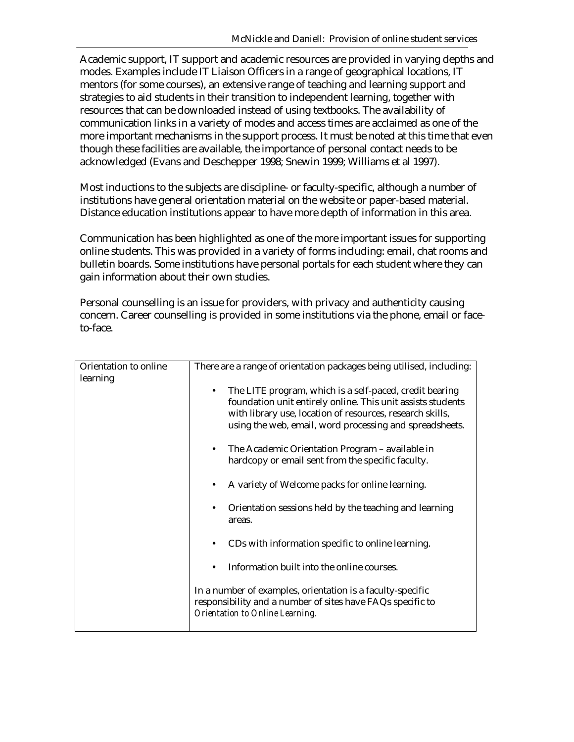Academic support, IT support and academic resources are provided in varying depths and modes. Examples include IT Liaison Officers in a range of geographical locations, IT mentors (for some courses), an extensive range of teaching and learning support and strategies to aid students in their transition to independent learning, together with resources that can be downloaded instead of using textbooks. The availability of communication links in a variety of modes and access times are acclaimed as one of the more important mechanisms in the support process. It must be noted at this time that even though these facilities are available, the importance of personal contact needs to be acknowledged (Evans and Deschepper 1998; Snewin 1999; Williams et al 1997).

Most inductions to the subjects are discipline- or faculty-specific, although a number of institutions have general orientation material on the website or paper-based material. Distance education institutions appear to have more depth of information in this area.

Communication has been highlighted as one of the more important issues for supporting online students. This was provided in a variety of forms including: email, chat rooms and bulletin boards. Some institutions have personal portals for each student where they can gain information about their own studies.

Personal counselling is an issue for providers, with privacy and authenticity causing concern. Career counselling is provided in some institutions via the phone, email or face-to-face.

| Orientation to online learning | There are a range of orientation packages being utilised, including:<br><br>• The LITE program, which is a self-paced, credit bearing foundation unit entirely online. This unit assists students with library use, location of resources, research skills, using the web, email, word processing and spreadsheets.<br><br>• The Academic Orientation Program – available in hardcopy or email sent from the specific faculty.<br><br>• A variety of Welcome packs for online learning.<br><br>• Orientation sessions held by the teaching and learning areas.<br><br>• CDs with information specific to online learning.<br><br>• Information built into the online courses.<br><br>In a number of examples, orientation is a faculty-specific responsibility and a number of sites have FAQs specific to *Orientation to Online Learning.* |
|---|---|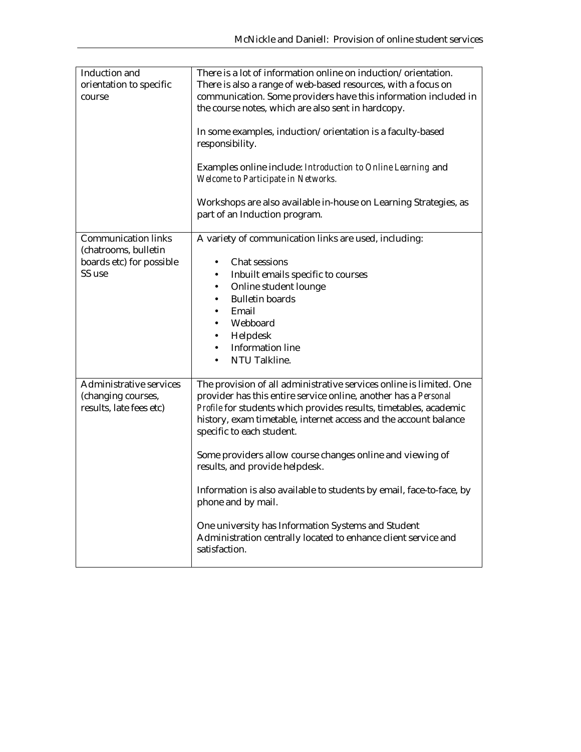| | |
|---|---|
| Induction and orientation to specific course | There is a lot of information online on induction/orientation. There is also a range of web-based resources, with a focus on communication. Some providers have this information included in the course notes, which are also sent in hardcopy.<br><br>In some examples, induction/orientation is a faculty-based responsibility.<br><br>Examples online include: *Introduction to Online Learning* and *Welcome to Participate in Networks.*<br><br>Workshops are also available in-house on Learning Strategies, as part of an Induction program. |
| Communication links (chatrooms, bulletin boards etc) for possible SS use | A variety of communication links are used, including:<br><br>• Chat sessions<br>• Inbuilt emails specific to courses<br>• Online student lounge<br>• Bulletin boards<br>• Email<br>• Webboard<br>• Helpdesk<br>• Information line<br>• NTU Talkline. |
| Administrative services (changing courses, results, late fees etc) | The provision of all administrative services online is limited. One provider has this entire service online, another has a *Personal Profile* for students which provides results, timetables, academic history, exam timetable, internet access and the account balance specific to each student.<br><br>Some providers allow course changes online and viewing of results, and provide helpdesk.<br><br>Information is also available to students by email, face-to-face, by phone and by mail.<br><br>One university has Information Systems and Student Administration centrally located to enhance client service and satisfaction. |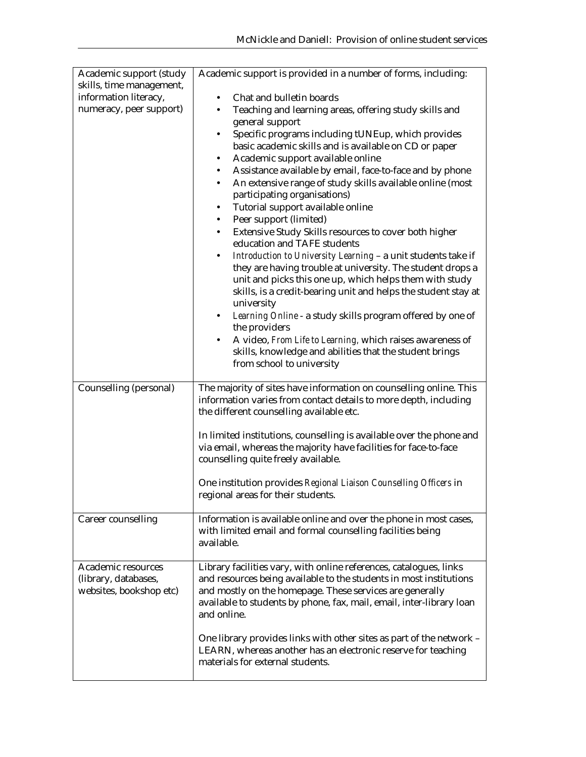| | |
|---|---|
| Academic support (study skills, time management, information literacy, numeracy, peer support) | Academic support is provided in a number of forms, including:<br><br>• Chat and bulletin boards<br>• Teaching and learning areas, offering study skills and general support<br>• Specific programs including tUNEup, which provides basic academic skills and is available on CD or paper<br>• Academic support available online<br>• Assistance available by email, face-to-face and by phone<br>• An extensive range of study skills available online (most participating organisations)<br>• Tutorial support available online<br>• Peer support (limited)<br>• Extensive Study Skills resources to cover both higher education and TAFE students<br>• *Introduction to University Learning* – a unit students take if they are having trouble at university. The student drops a unit and picks this one up, which helps them with study skills, is a credit-bearing unit and helps the student stay at university<br>• *Learning Online* - a study skills program offered by one of the providers<br>• A video, *From Life to Learning,* which raises awareness of skills, knowledge and abilities that the student brings from school to university |
| Counselling (personal) | The majority of sites have information on counselling online. This information varies from contact details to more depth, including the different counselling available etc.<br><br>In limited institutions, counselling is available over the phone and via email, whereas the majority have facilities for face-to-face counselling quite freely available.<br><br>One institution provides *Regional Liaison Counselling Officers* in regional areas for their students. |
| Career counselling | Information is available online and over the phone in most cases, with limited email and formal counselling facilities being available. |
| Academic resources (library, databases, websites, bookshop etc) | Library facilities vary, with online references, catalogues, links and resources being available to the students in most institutions and mostly on the homepage. These services are generally available to students by phone, fax, mail, email, inter-library loan and online.<br><br>One library provides links with other sites as part of the network – LEARN, whereas another has an electronic reserve for teaching materials for external students. |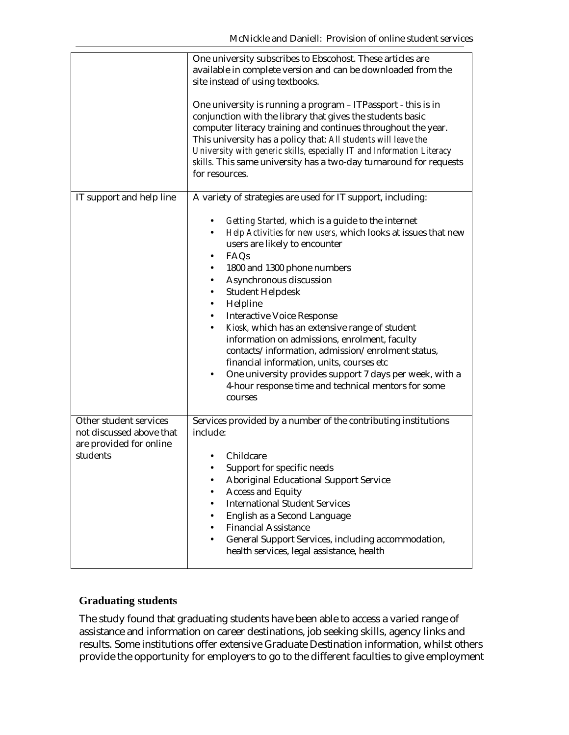| | |
|---|---|
| | One university subscribes to Ebscohost. These articles are available in complete version and can be downloaded from the site instead of using textbooks.<br><br>One university is running a program – ITPassport - this is in conjunction with the library that gives the students basic computer literacy training and continues throughout the year. This university has a policy that: *All students will leave the University with generic skills, especially IT and Information Literacy skills.* This same university has a two-day turnaround for requests for resources. |
| IT support and help line | A variety of strategies are used for IT support, including:<br><br>• *Getting Started,* which is a guide to the internet<br>• *Help Activities for new users,* which looks at issues that new users are likely to encounter<br>• FAQs<br>• 1800 and 1300 phone numbers<br>• Asynchronous discussion<br>• Student Helpdesk<br>• Helpline<br>• Interactive Voice Response<br>• *Kiosk,* which has an extensive range of student information on admissions, enrolment, faculty contacts/information, admission/enrolment status, financial information, units, courses etc<br>• One university provides support 7 days per week, with a 4-hour response time and technical mentors for some courses |
| Other student services not discussed above that are provided for online students | Services provided by a number of the contributing institutions include:<br><br>• Childcare<br>• Support for specific needs<br>• Aboriginal Educational Support Service<br>• Access and Equity<br>• International Student Services<br>• English as a Second Language<br>• Financial Assistance<br>• General Support Services, including accommodation, health services, legal assistance, health |

## Graduating students

The study found that graduating students have been able to access a varied range of assistance and information on career destinations, job seeking skills, agency links and results. Some institutions offer extensive Graduate Destination information, whilst others provide the opportunity for employers to go to the different faculties to give employment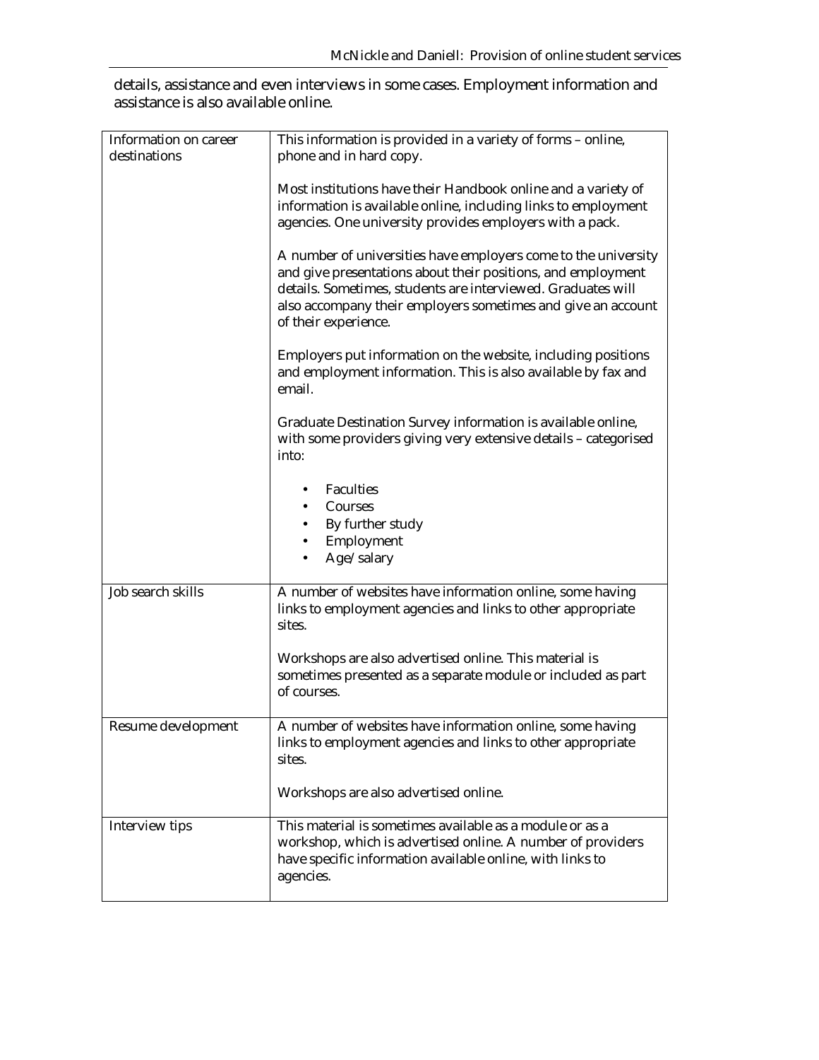details, assistance and even interviews in some cases. Employment information and assistance is also available online.

| | |
|---|---|
| Information on career destinations | This information is provided in a variety of forms – online, phone and in hard copy.<br><br>Most institutions have their Handbook online and a variety of information is available online, including links to employment agencies. One university provides employers with a pack.<br><br>A number of universities have employers come to the university and give presentations about their positions, and employment details. Sometimes, students are interviewed. Graduates will also accompany their employers sometimes and give an account of their experience.<br><br>Employers put information on the website, including positions and employment information. This is also available by fax and email.<br><br>Graduate Destination Survey information is available online, with some providers giving very extensive details – categorised into:<br><br>• Faculties<br>• Courses<br>• By further study<br>• Employment<br>• Age/salary |
| Job search skills | A number of websites have information online, some having links to employment agencies and links to other appropriate sites.<br><br>Workshops are also advertised online. This material is sometimes presented as a separate module or included as part of courses. |
| Resume development | A number of websites have information online, some having links to employment agencies and links to other appropriate sites.<br><br>Workshops are also advertised online. |
| Interview tips | This material is sometimes available as a module or as a workshop, which is advertised online. A number of providers have specific information available online, with links to agencies. |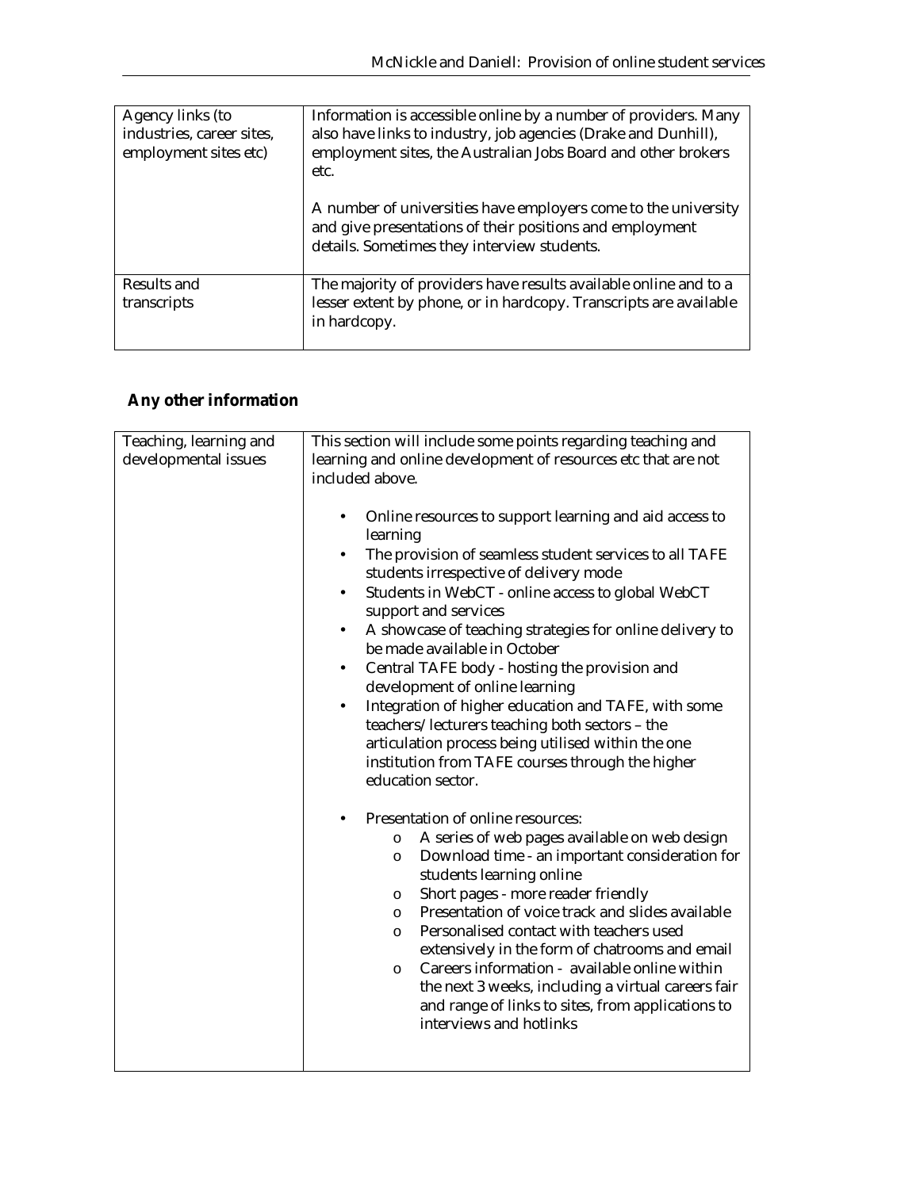| | |
|---|---|
| Agency links (to industries, career sites, employment sites etc) | Information is accessible online by a number of providers. Many also have links to industry, job agencies (Drake and Dunhill), employment sites, the Australian Jobs Board and other brokers etc.<br><br>A number of universities have employers come to the university and give presentations of their positions and employment details. Sometimes they interview students. |
| Results and transcripts | The majority of providers have results available online and to a lesser extent by phone, or in hardcopy. Transcripts are available in hardcopy. |

## Any other information

| | |
|---|---|
| Teaching, learning and developmental issues | This section will include some points regarding teaching and learning and online development of resources etc that are not included above.<br><br>• Online resources to support learning and aid access to learning<br>• The provision of seamless student services to all TAFE students irrespective of delivery mode<br>• Students in WebCT - online access to global WebCT support and services<br>• A showcase of teaching strategies for online delivery to be made available in October<br>• Central TAFE body - hosting the provision and development of online learning<br>• Integration of higher education and TAFE, with some teachers/lecturers teaching both sectors – the articulation process being utilised within the one institution from TAFE courses through the higher education sector.<br><br>• Presentation of online resources:<br>  o A series of web pages available on web design<br>  o Download time - an important consideration for students learning online<br>  o Short pages - more reader friendly<br>  o Presentation of voice track and slides available<br>  o Personalised contact with teachers used extensively in the form of chatrooms and email<br>  o Careers information - available online within the next 3 weeks, including a virtual careers fair and range of links to sites, from applications to interviews and hotlinks |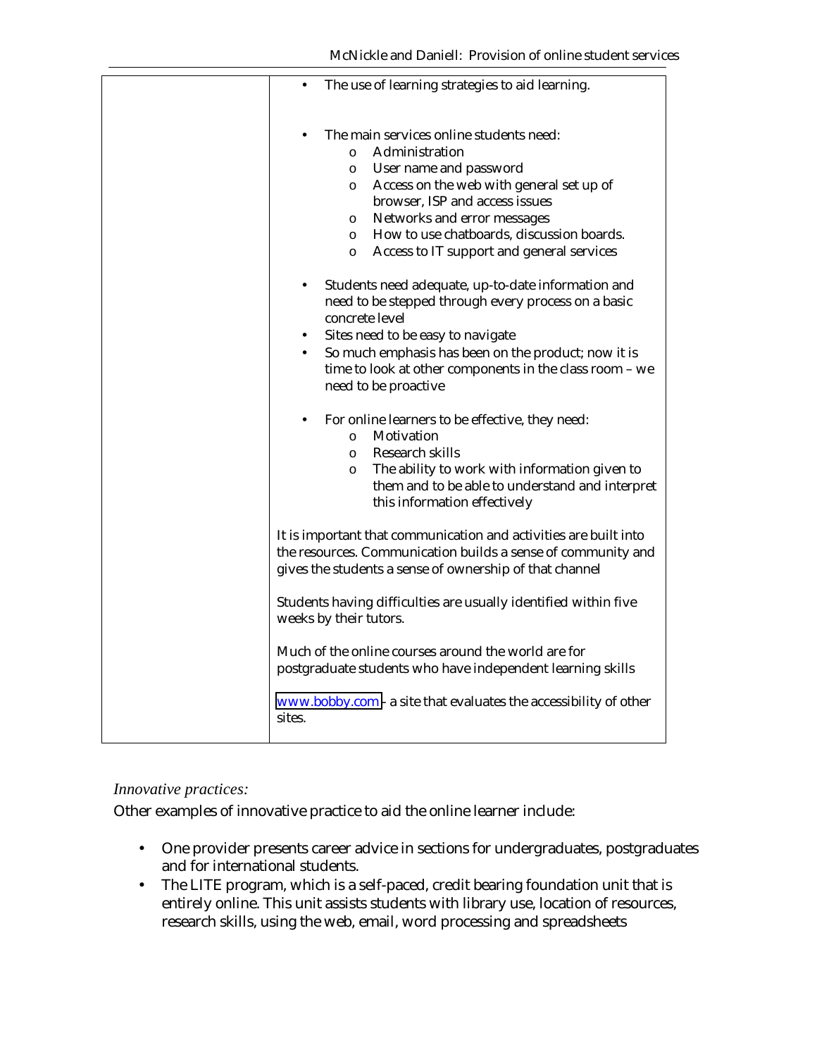| | • The use of learning strategies to aid learning.<br><br>• The main services online students need:<br>&nbsp;&nbsp;&nbsp;&nbsp;o Administration<br>&nbsp;&nbsp;&nbsp;&nbsp;o User name and password<br>&nbsp;&nbsp;&nbsp;&nbsp;o Access on the web with general set up of browser, ISP and access issues<br>&nbsp;&nbsp;&nbsp;&nbsp;o Networks and error messages<br>&nbsp;&nbsp;&nbsp;&nbsp;o How to use chatboards, discussion boards.<br>&nbsp;&nbsp;&nbsp;&nbsp;o Access to IT support and general services<br><br>• Students need adequate, up-to-date information and need to be stepped through every process on a basic concrete level<br>• Sites need to be easy to navigate<br>• So much emphasis has been on the product; now it is time to look at other components in the class room – we need to be proactive<br><br>• For online learners to be effective, they need:<br>&nbsp;&nbsp;&nbsp;&nbsp;o Motivation<br>&nbsp;&nbsp;&nbsp;&nbsp;o Research skills<br>&nbsp;&nbsp;&nbsp;&nbsp;o The ability to work with information given to them and to be able to understand and interpret this information effectively<br><br>It is important that communication and activities are built into the resources. Communication builds a sense of community and gives the students a sense of ownership of that channel<br><br>Students having difficulties are usually identified within five weeks by their tutors.<br><br>Much of the online courses around the world are for postgraduate students who have independent learning skills<br><br>www.bobby.com - a site that evaluates the accessibility of other sites. |
|---|---|

*Innovative practices:*

Other examples of innovative practice to aid the online learner include:

- One provider presents career advice in sections for undergraduates, postgraduates and for international students.
- The LITE program, which is a self-paced, credit bearing foundation unit that is entirely online. This unit assists students with library use, location of resources, research skills, using the web, email, word processing and spreadsheets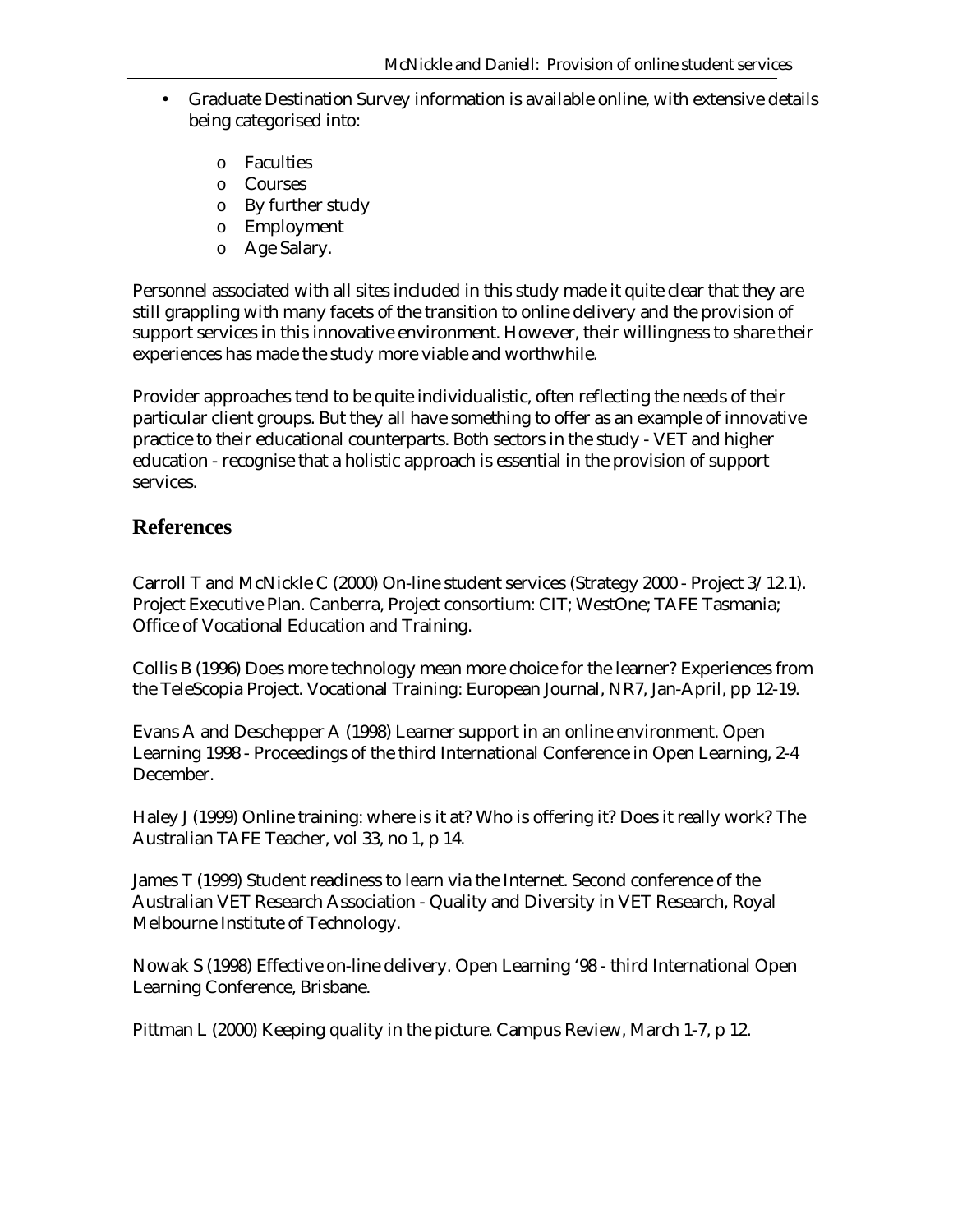- Graduate Destination Survey information is available online, with extensive details being categorised into:
    - Faculties
    - Courses
    - By further study
    - Employment
    - Age Salary.

Personnel associated with all sites included in this study made it quite clear that they are still grappling with many facets of the transition to online delivery and the provision of support services in this innovative environment. However, their willingness to share their experiences has made the study more viable and worthwhile.

Provider approaches tend to be quite individualistic, often reflecting the needs of their particular client groups. But they all have something to offer as an example of innovative practice to their educational counterparts. Both sectors in the study - VET and higher education - recognise that a holistic approach is essential in the provision of support services.

## References

Carroll T and McNickle C (2000) On-line student services (Strategy 2000 - Project 3/12.1). Project Executive Plan. Canberra, Project consortium: CIT; WestOne; TAFE Tasmania; Office of Vocational Education and Training.

Collis B (1996) Does more technology mean more choice for the learner? Experiences from the TeleScopia Project. Vocational Training: European Journal, NR7, Jan-April, pp 12-19.

Evans A and Deschepper A (1998) Learner support in an online environment. Open Learning 1998 - Proceedings of the third International Conference in Open Learning, 2-4 December.

Haley J (1999) Online training: where is it at? Who is offering it? Does it really work? The Australian TAFE Teacher, vol 33, no 1, p 14.

James T (1999) Student readiness to learn via the Internet. Second conference of the Australian VET Research Association - Quality and Diversity in VET Research, Royal Melbourne Institute of Technology.

Nowak S (1998) Effective on-line delivery. Open Learning '98 - third International Open Learning Conference, Brisbane.

Pittman L (2000) Keeping quality in the picture. Campus Review, March 1-7, p 12.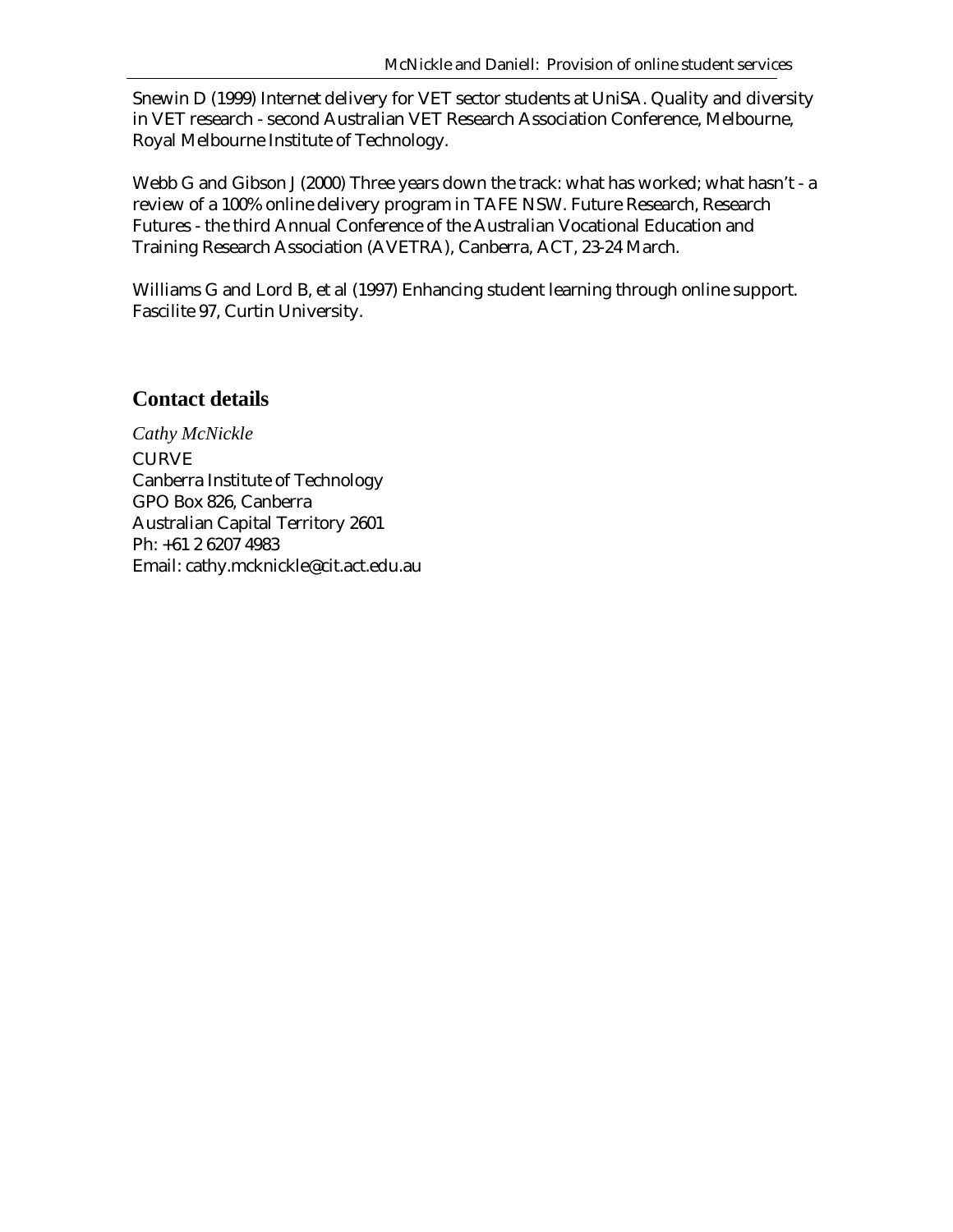Snewin D (1999) Internet delivery for VET sector students at UniSA. Quality and diversity in VET research - second Australian VET Research Association Conference, Melbourne, Royal Melbourne Institute of Technology.

Webb G and Gibson J (2000) Three years down the track: what has worked; what hasn't - a review of a 100% online delivery program in TAFE NSW. Future Research, Research Futures - the third Annual Conference of the Australian Vocational Education and Training Research Association (AVETRA), Canberra, ACT, 23-24 March.

Williams G and Lord B, et al (1997) Enhancing student learning through online support. Fascilite 97, Curtin University.

## Contact details

*Cathy McNickle*
CURVE
Canberra Institute of Technology
GPO Box 826, Canberra
Australian Capital Territory 2601
Ph: +61 2 6207 4983
Email: cathy.mcknickle@cit.act.edu.au